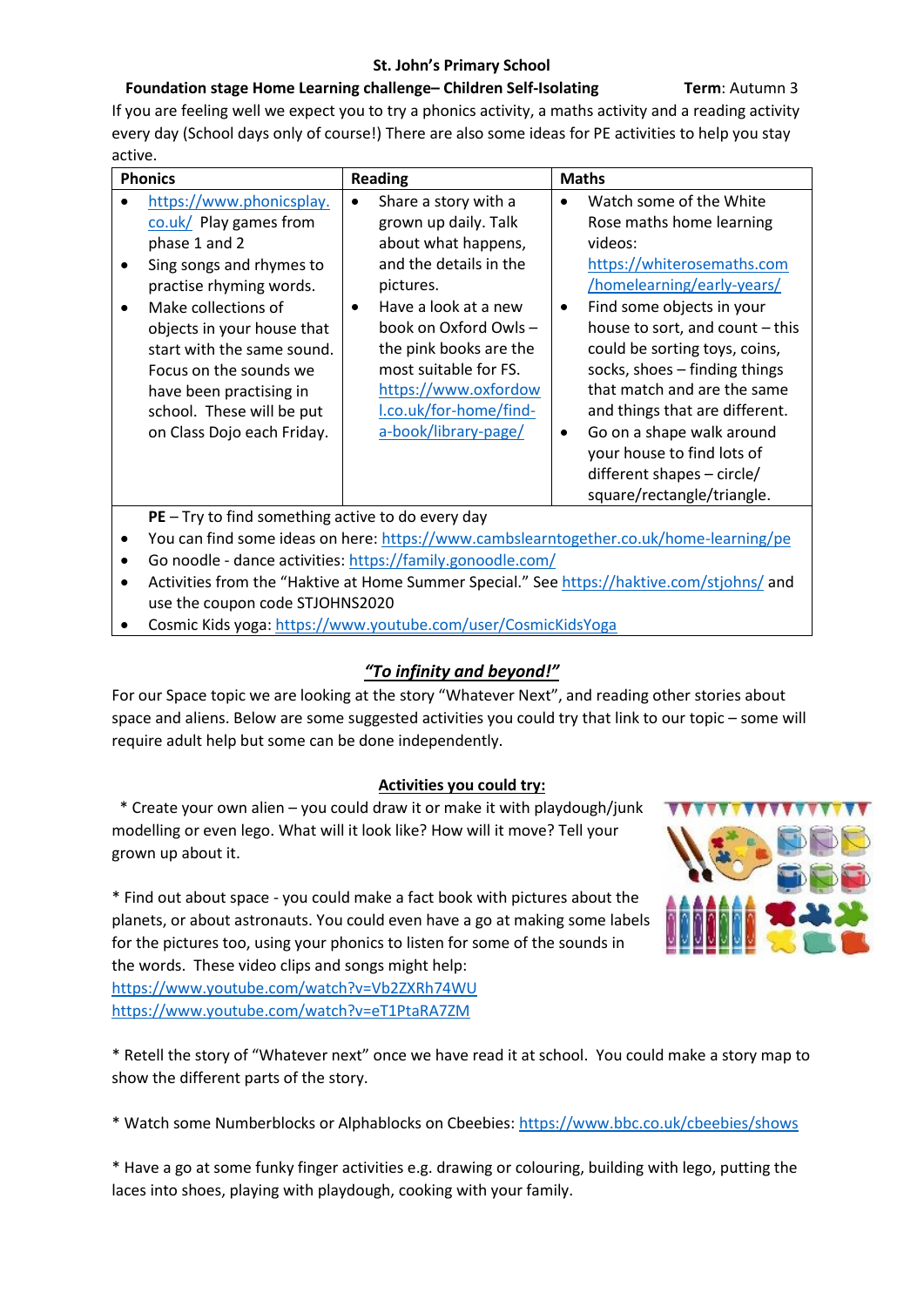**St. John's Primary School**

**Foundation stage Home Learning challenge– Children Self-Isolating** **Term**: Autumn 3

If you are feeling well we expect you to try a phonics activity, a maths activity and a reading activity every day (School days only of course!) There are also some ideas for PE activities to help you stay active.

| Phonics | Reading | Maths |
|---|---|---|
| • https://www.phonicsplay.co.uk/ Play games from phase 1 and 2<br>• Sing songs and rhymes to practise rhyming words.<br>• Make collections of objects in your house that start with the same sound. Focus on the sounds we have been practising in school. These will be put on Class Dojo each Friday. | • Share a story with a grown up daily. Talk about what happens, and the details in the pictures.<br>• Have a look at a new book on Oxford Owls – the pink books are the most suitable for FS. https://www.oxfordowl.co.uk/for-home/find-a-book/library-page/ | • Watch some of the White Rose maths home learning videos: https://whiterosemaths.com/homelearning/early-years/<br>• Find some objects in your house to sort, and count – this could be sorting toys, coins, socks, shoes – finding things that match and are the same and things that are different.<br>• Go on a shape walk around your house to find lots of different shapes – circle/ square/rectangle/triangle. |

**PE** – Try to find something active to do every day

- You can find some ideas on here: https://www.cambslearntogether.co.uk/home-learning/pe
- Go noodle - dance activities: https://family.gonoodle.com/
- Activities from the "Haktive at Home Summer Special." See https://haktive.com/stjohns/ and use the coupon code STJOHNS2020
- Cosmic Kids yoga: https://www.youtube.com/user/CosmicKidsYoga

## ***"To infinity and beyond!"***

For our Space topic we are looking at the story "Whatever Next", and reading other stories about space and aliens. Below are some suggested activities you could try that link to our topic – some will require adult help but some can be done independently.

**Activities you could try:**

* Create your own alien – you could draw it or make it with playdough/junk modelling or even lego. What will it look like? How will it move? Tell your grown up about it.

* Find out about space - you could make a fact book with pictures about the planets, or about astronauts. You could even have a go at making some labels for the pictures too, using your phonics to listen for some of the sounds in the words. These video clips and songs might help:
https://www.youtube.com/watch?v=Vb2ZXRh74WU
https://www.youtube.com/watch?v=eT1PtaRA7ZM

* Retell the story of "Whatever next" once we have read it at school. You could make a story map to show the different parts of the story.

* Watch some Numberblocks or Alphablocks on Cbeebies: https://www.bbc.co.uk/cbeebies/shows

* Have a go at some funky finger activities e.g. drawing or colouring, building with lego, putting the laces into shoes, playing with playdough, cooking with your family.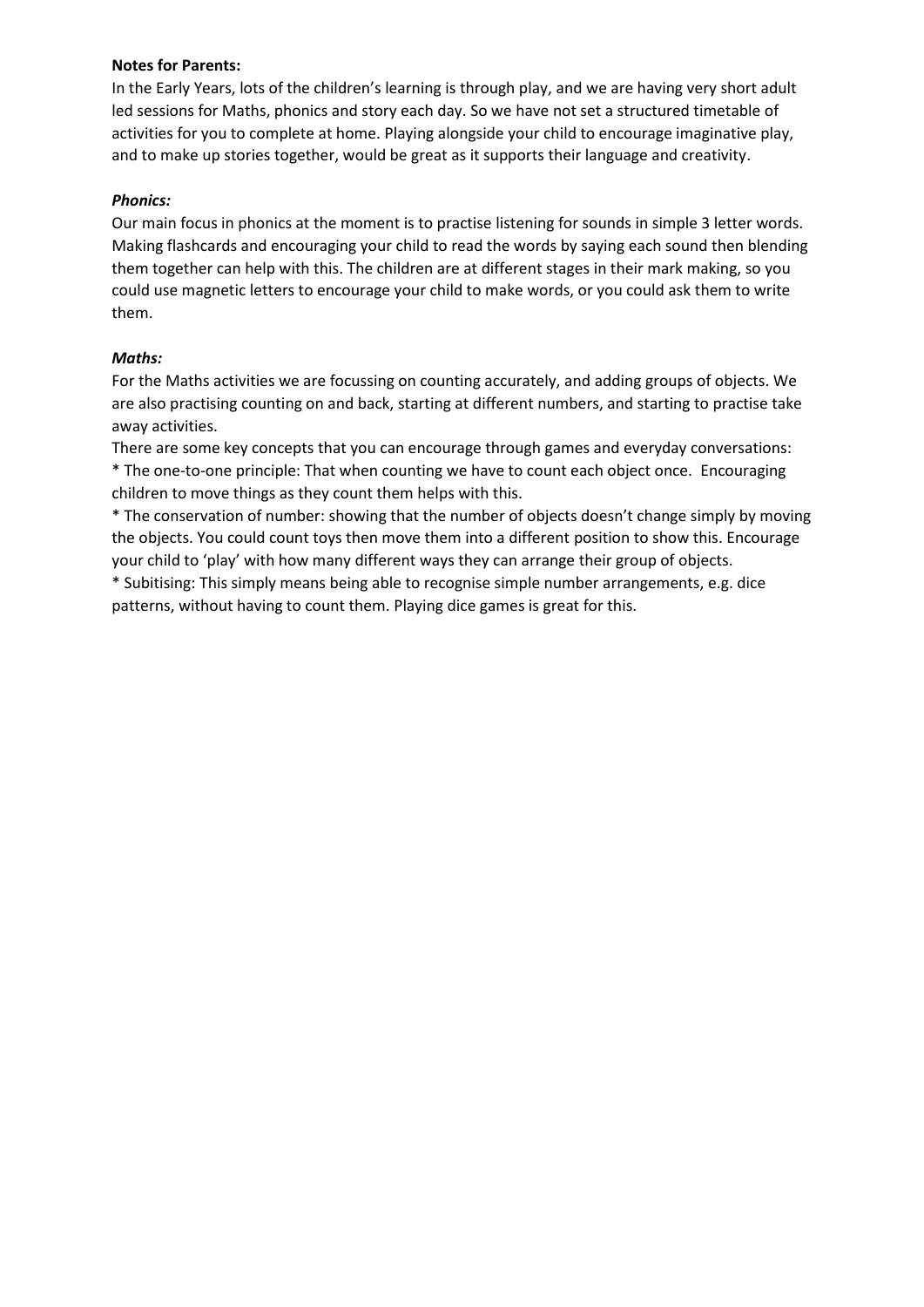**Notes for Parents:**

In the Early Years, lots of the children's learning is through play, and we are having very short adult led sessions for Maths, phonics and story each day. So we have not set a structured timetable of activities for you to complete at home. Playing alongside your child to encourage imaginative play, and to make up stories together, would be great as it supports their language and creativity.

***Phonics:***

Our main focus in phonics at the moment is to practise listening for sounds in simple 3 letter words. Making flashcards and encouraging your child to read the words by saying each sound then blending them together can help with this. The children are at different stages in their mark making, so you could use magnetic letters to encourage your child to make words, or you could ask them to write them.

***Maths:***

For the Maths activities we are focussing on counting accurately, and adding groups of objects. We are also practising counting on and back, starting at different numbers, and starting to practise take away activities.

There are some key concepts that you can encourage through games and everyday conversations:

* The one-to-one principle: That when counting we have to count each object once. Encouraging children to move things as they count them helps with this.
* The conservation of number: showing that the number of objects doesn't change simply by moving the objects. You could count toys then move them into a different position to show this. Encourage your child to 'play' with how many different ways they can arrange their group of objects.
* Subitising: This simply means being able to recognise simple number arrangements, e.g. dice patterns, without having to count them. Playing dice games is great for this.